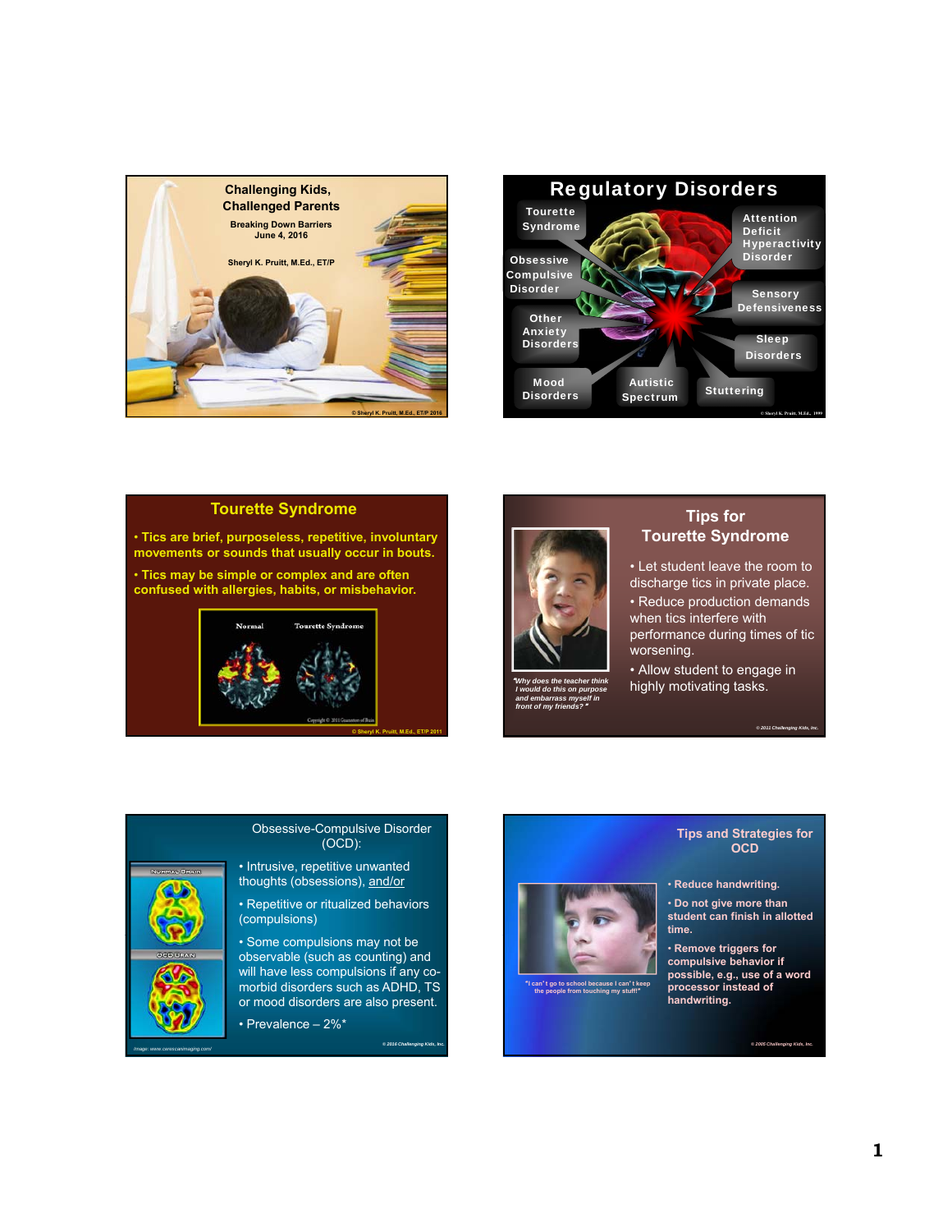## Challenging Kids, Challenged Parents

Breaking Down Barriers
June 4, 2016

Sheryl K. Pruitt, M.Ed., ET/P

© Sheryl K. Pruitt, M.Ed., ET/P 2016

## Regulatory Disorders

- Tourette Syndrome
- Attention Deficit Hyperactivity Disorder
- Obsessive Compulsive Disorder
- Sensory Defensiveness
- Other Anxiety Disorders
- Sleep Disorders
- Mood Disorders
- Autistic Spectrum
- Stuttering

© Sheryl K. Pruitt, M.Ed., 1999

## Tourette Syndrome

- Tics are brief, purposeless, repetitive, involuntary movements or sounds that usually occur in bouts.
- Tics may be simple or complex and are often confused with allergies, habits, or misbehavior.

Normal | Tourette Syndrome

Copyright © 2011 Guarantors of Brain

© Sheryl K. Pruitt, M.Ed., ET/P 2011

## Tips for Tourette Syndrome

*"Why does the teacher think I would do this on purpose and embarrass myself in front of my friends?"*

- Let student leave the room to discharge tics in private place.
- Reduce production demands when tics interfere with performance during times of tic worsening.
- Allow student to engage in highly motivating tasks.

© 2011 Challenging Kids, Inc.

## Obsessive-Compulsive Disorder (OCD):

Normal Brain | OCD Brain

- Intrusive, repetitive unwanted thoughts (obsessions), and/or
- Repetitive or ritualized behaviors (compulsions)
- Some compulsions may not be observable (such as counting) and will have less compulsions if any co-morbid disorders such as ADHD, TS or mood disorders are also present.
- Prevalence – 2%*

Image: www.ceresscanimaging.com/

© 2016 Challenging Kids, Inc.

## Tips and Strategies for OCD

"I can't go to school because I can't keep the people from touching my stuff!"

- Reduce handwriting.
- Do not give more than student can finish in allotted time.
- Remove triggers for compulsive behavior if possible, e.g., use of a word processor instead of handwriting.

© 2005 Challenging Kids, Inc.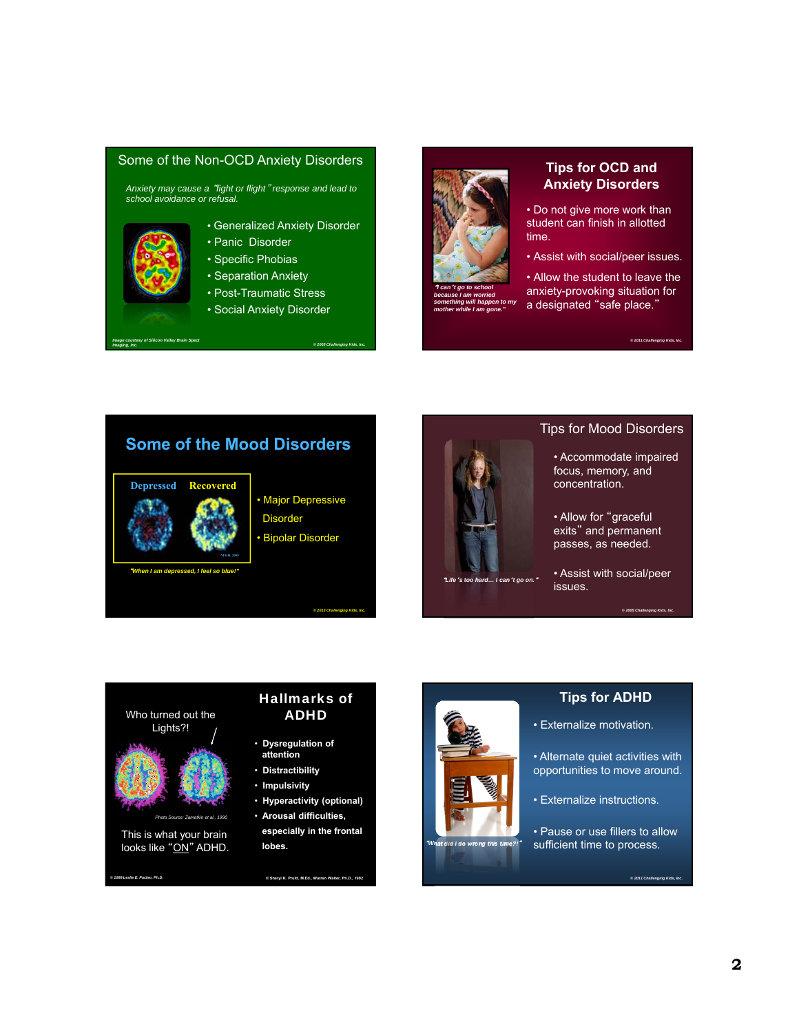## Some of the Non-OCD Anxiety Disorders

*Anxiety may cause a "fight or flight" response and lead to school avoidance or refusal.*

- Generalized Anxiety Disorder
- Panic Disorder
- Specific Phobias
- Separation Anxiety
- Post-Traumatic Stress
- Social Anxiety Disorder

*Image courtesy of Silicon Valley Brain Spect Imaging, Inc.*

*© 2005 Challenging Kids, Inc.*

## Tips for OCD and Anxiety Disorders

*"I can't go to school because I am worried something will happen to my mother while I am gone."*

- Do not give more work than student can finish in allotted time.
- Assist with social/peer issues.
- Allow the student to leave the anxiety-provoking situation for a designated "safe place."

*© 2011 Challenging Kids, Inc.*

## Some of the Mood Disorders

Depressed | Recovered

*NIMH, 2009*

*"When I am depressed, I feel so blue!"*

- Major Depressive Disorder
- Bipolar Disorder

*© 2013 Challenging Kids, Inc.*

## Tips for Mood Disorders

*"Life's too hard… I can't go on."*

- Accommodate impaired focus, memory, and concentration.
- Allow for "graceful exits" and permanent passes, as needed.
- Assist with social/peer issues.

*© 2005 Challenging Kids, Inc.*

## Hallmarks of ADHD

Who turned out the Lights?!

*Photo Source: Zametkin et al., 1990*

This is what your brain looks like "ON" ADHD.

- **Dysregulation of attention**
- **Distractibility**
- **Impulsivity**
- **Hyperactivity (optional)**
- **Arousal difficulties, especially in the frontal lobes.**

*© 1999 Leslie E. Packer, Ph.D.*

*© Sheryl K. Pruitt, M.Ed., Warren Walter, Ph.D., 1992*

## Tips for ADHD

*"What did I do wrong this time?!"*

- Externalize motivation.
- Alternate quiet activities with opportunities to move around.
- Externalize instructions.
- Pause or use fillers to allow sufficient time to process.

*© 2011 Challenging Kids, Inc.*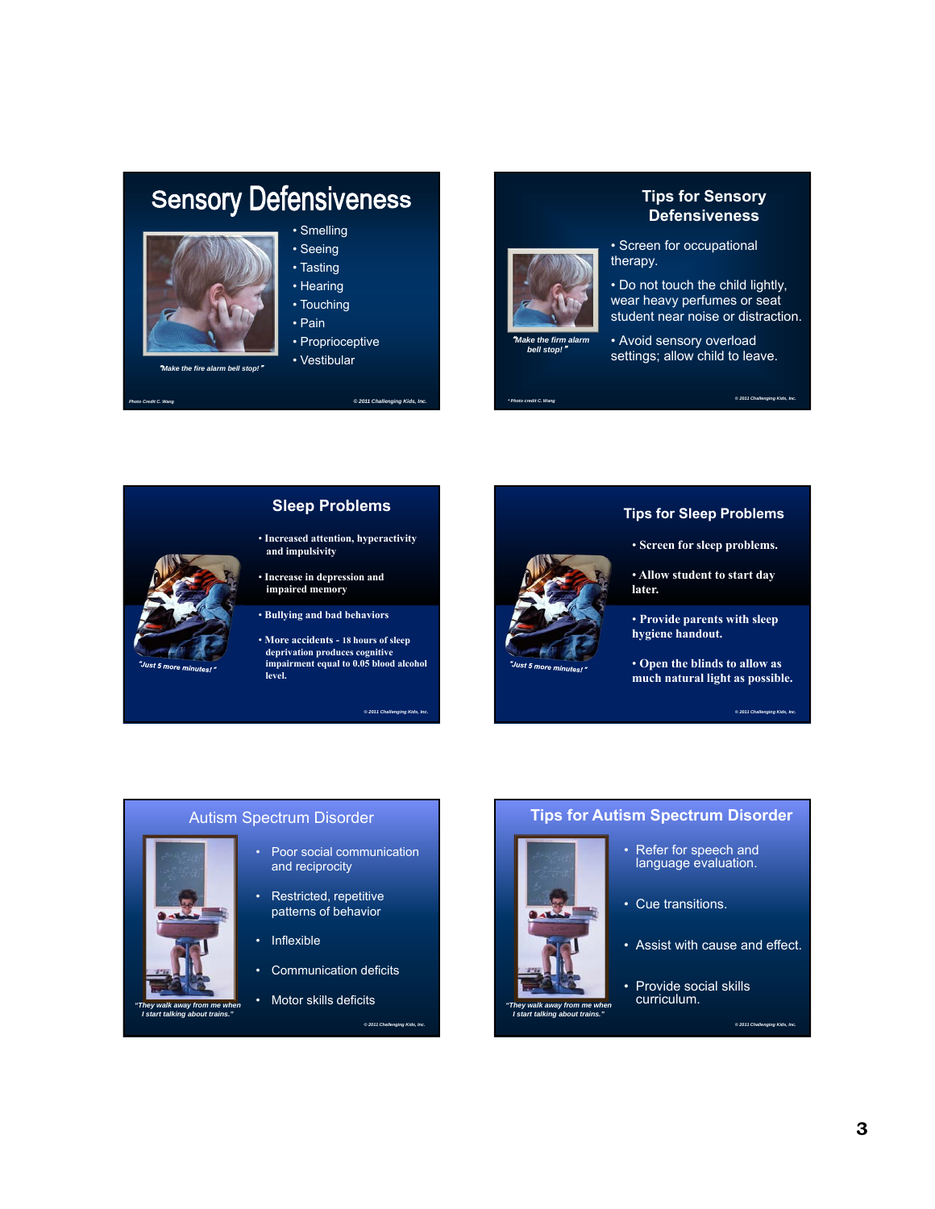## Sensory Defensiveness

- Smelling
- Seeing
- Tasting
- Hearing
- Touching
- Pain
- Proprioceptive
- Vestibular

*"Make the fire alarm bell stop!"*

*Photo Credit C. Wang*

*© 2011 Challenging Kids, Inc.*

## Tips for Sensory Defensiveness

- Screen for occupational therapy.
- Do not touch the child lightly, wear heavy perfumes or seat student near noise or distraction.
- Avoid sensory overload settings; allow child to leave.

*"Make the firm alarm bell stop!"*

*Photo credit C. Wang*

*© 2011 Challenging Kids, Inc.*

## Sleep Problems

- **Increased attention, hyperactivity and impulsivity**
- **Increase in depression and impaired memory**
- **Bullying and bad behaviors**
- **More accidents - 18 hours of sleep deprivation produces cognitive impairment equal to 0.05 blood alcohol level.**

*"Just 5 more minutes!"*

*© 2011 Challenging Kids, Inc.*

## Tips for Sleep Problems

- **Screen for sleep problems.**
- **Allow student to start day later.**
- **Provide parents with sleep hygiene handout.**
- **Open the blinds to allow as much natural light as possible.**

*"Just 5 more minutes!"*

*© 2011 Challenging Kids, Inc.*

## Autism Spectrum Disorder

- Poor social communication and reciprocity
- Restricted, repetitive patterns of behavior
- Inflexible
- Communication deficits
- Motor skills deficits

*"They walk away from me when I start talking about trains."*

*© 2011 Challenging Kids, Inc.*

## Tips for Autism Spectrum Disorder

- Refer for speech and language evaluation.
- Cue transitions.
- Assist with cause and effect.
- Provide social skills curriculum.

*"They walk away from me when I start talking about trains."*

*© 2011 Challenging Kids, Inc.*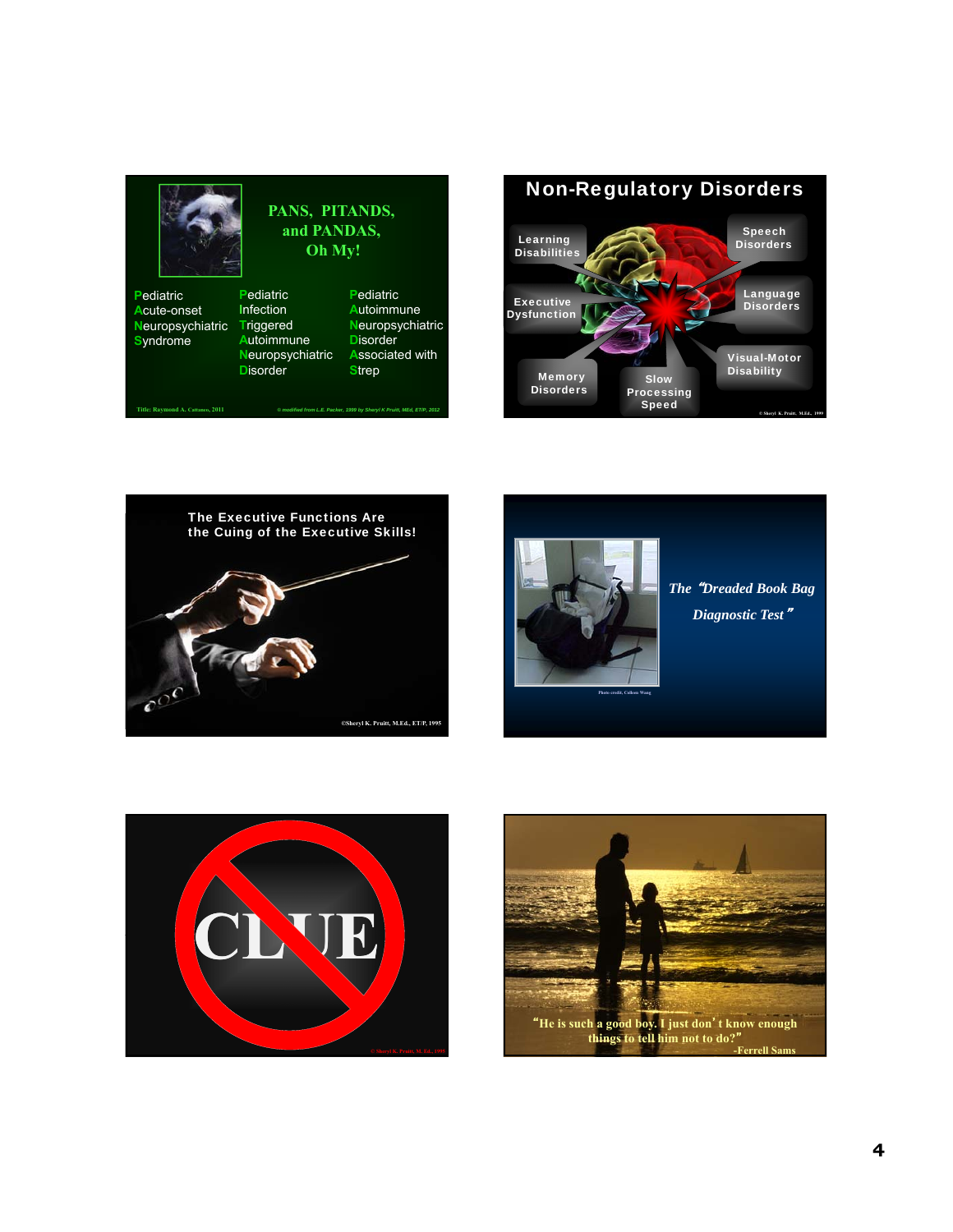## PANS, PITANDS, and PANDAS, Oh My!

| | | |
|---|---|---|
| Pediatric | Pediatric | Pediatric |
| Acute-onset | Infection | Autoimmune |
| Neuropsychiatric | Triggered | Neuropsychiatric |
| Syndrome | Autoimmune | Disorder |
| | Neuropsychiatric | Associated with |
| | Disorder | Strep |

Title: Raymond A. Cattaneo, 2011

© modified from L.E. Packer, 1999 by Sheryl K Pruitt, MEd, ET/P, 2012

## Non-Regulatory Disorders

- Learning Disabilities
- Speech Disorders
- Executive Dysfunction
- Language Disorders
- Visual-Motor Disability
- Memory Disorders
- Slow Processing Speed

© Sheryl K. Pruitt, M.Ed., 1999

## The Executive Functions Are the Cuing of the Executive Skills!

©Sheryl K. Pruitt, M.Ed., ET/P, 1995

## *The "Dreaded Book Bag Diagnostic Test"*

Photo credit, Colleen Wang

CLUE

© Sheryl K. Pruitt, M. Ed., 1995

"He is such a good boy. I just don't know enough things to tell him not to do?"
-Ferrell Sams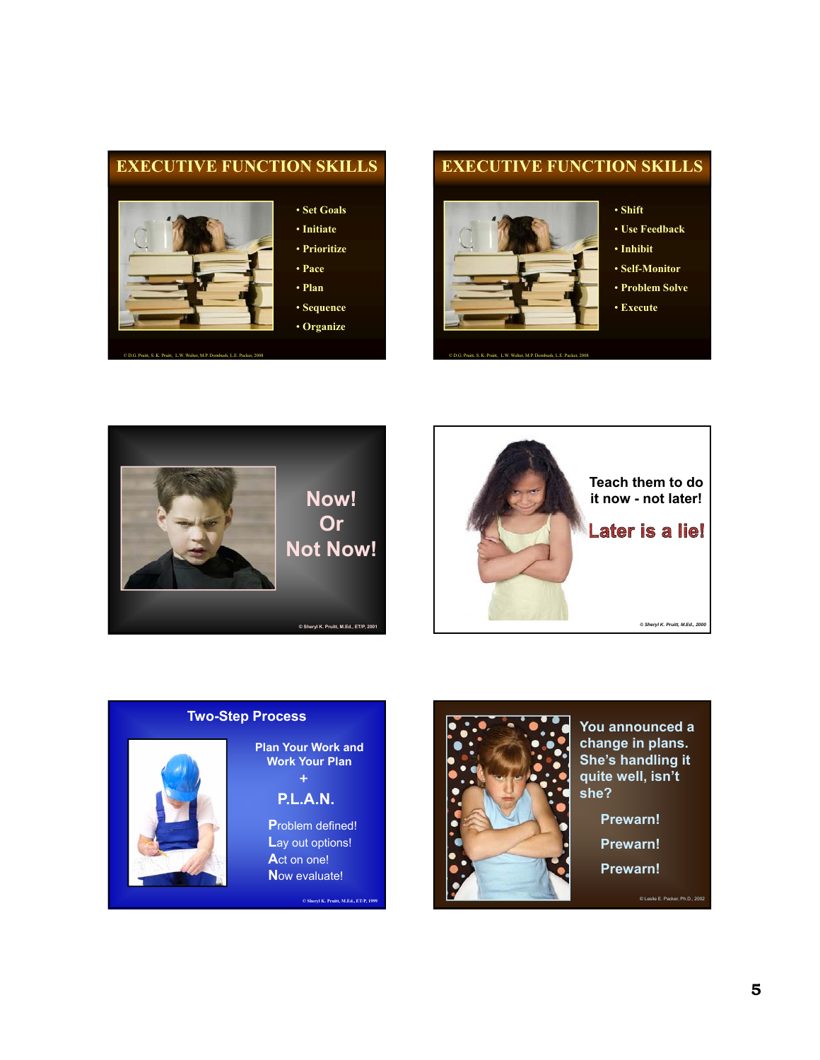## EXECUTIVE FUNCTION SKILLS

- Set Goals
- Initiate
- Prioritize
- Pace
- Plan
- Sequence
- Organize

© D.G. Pruitt, S. K. Pruitt, L.W. Walter, M.P. Dornbush, L.E. Packer, 2008

## EXECUTIVE FUNCTION SKILLS

- Shift
- Use Feedback
- Inhibit
- Self-Monitor
- Problem Solve
- Execute

© D.G. Pruitt, S. K. Pruitt, L.W. Walter, M.P. Dornbush, L.E. Packer, 2008

Now!
Or
Not Now!

© Sheryl K. Pruitt, M.Ed., ET/P, 2001

Teach them to do it now - not later!

Later is a lie!

© Sheryl K. Pruitt, M.Ed., 2000

## Two-Step Process

Plan Your Work and Work Your Plan

+

P.L.A.N.

**P**roblem defined!
**L**ay out options!
**A**ct on one!
**N**ow evaluate!

© Sheryl K. Pruitt, M.Ed., ET/P, 1999

You announced a change in plans. She's handling it quite well, isn't she?

Prewarn!

Prewarn!

Prewarn!

© Leslie E. Packer, Ph.D., 2002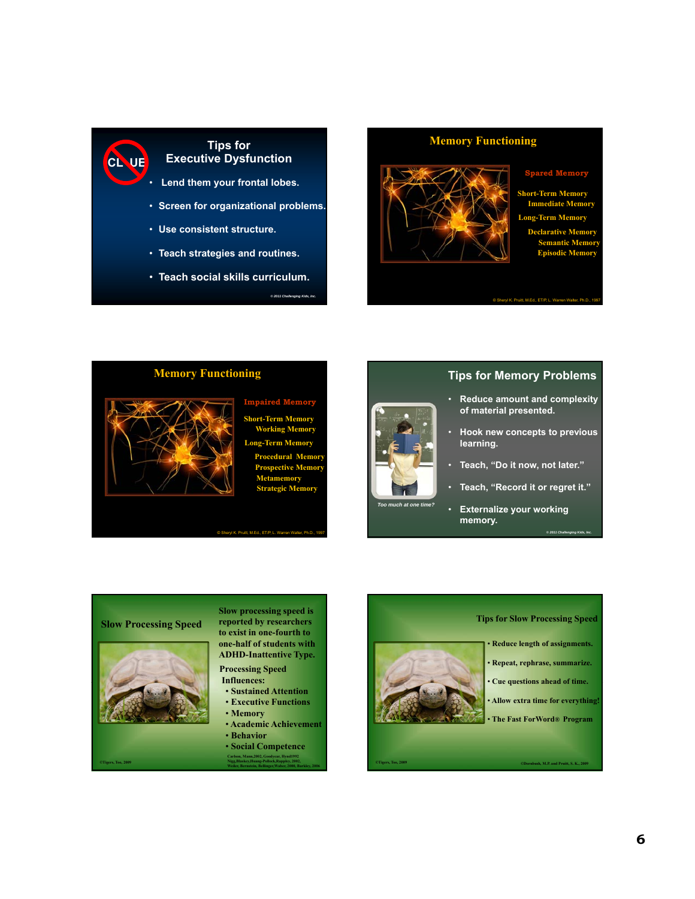## Tips for Executive Dysfunction

CL UE

- Lend them your frontal lobes.
- Screen for organizational problems.
- Use consistent structure.
- Teach strategies and routines.
- Teach social skills curriculum.

© 2011 Challenging Kids, Inc.

## Memory Functioning

**Spared Memory**

Short-Term Memory
- Immediate Memory

Long-Term Memory
- Declarative Memory
  - Semantic Memory
  - Episodic Memory

© Sheryl K. Pruitt, M.Ed., ET/P, L. Warren Walter, Ph.D., 1997

## Memory Functioning

**Impaired Memory**

Short-Term Memory
- Working Memory

Long-Term Memory
- Procedural Memory
- Prospective Memory
- Metamemory
- Strategic Memory

© Sheryl K. Pruitt, M.Ed., ET/P, L. Warren Walter, Ph.D., 1997

## Tips for Memory Problems

*Too much at one time?*

- Reduce amount and complexity of material presented.
- Hook new concepts to previous learning.
- Teach, "Do it now, not later."
- Teach, "Record it or regret it."
- Externalize your working memory.

© 2011 Challenging Kids, Inc.

## Slow Processing Speed

Slow processing speed is reported by researchers to exist in one-fourth to one-half of students with ADHD-Inattentive Type.

Processing Speed Influences:
- Sustained Attention
- Executive Functions
- Memory
- Academic Achievement
- Behavior
- Social Competence

Carlson, Mann,2002, Goodyear, Hynd1992 Nigg,Blaskey,Huang-Pollock,Rappley, 2002, Weiler, Bernstein, Bellinger,Waber, 2000, Barkley, 2006

©Tigers, Too, 2009

## Tips for Slow Processing Speed

- Reduce length of assignments.
- Repeat, rephrase, summarize.
- Cue questions ahead of time.
- Allow extra time for everything!
- The Fast ForWord® Program

©Tigers, Too, 2009

©Dornbush, M.P. and Pruitt, S. K., 2009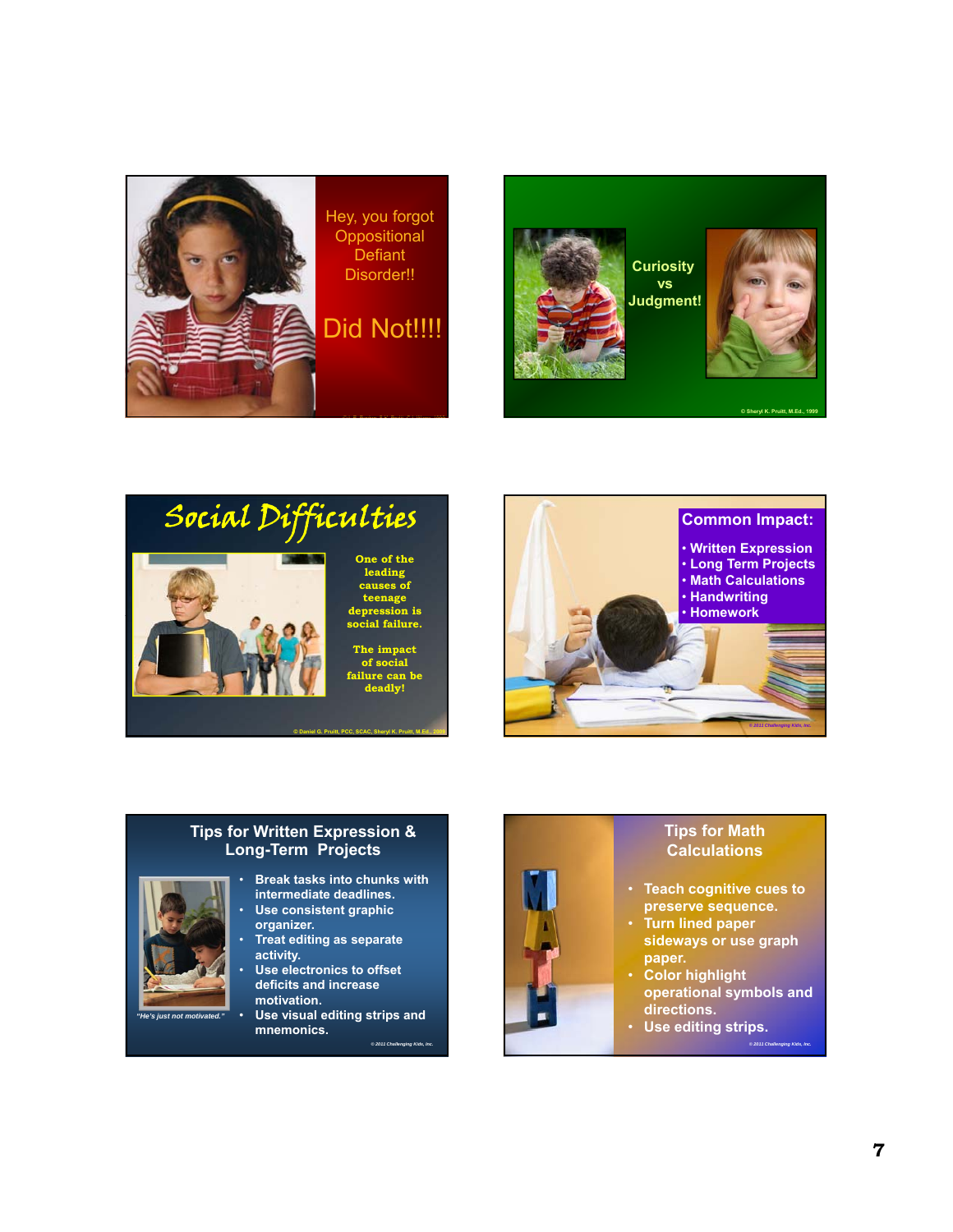Hey, you forgot Oppositional Defiant Disorder!!

Did Not!!!!

Curiosity vs Judgment!

© Sheryl K. Pruitt, M.Ed., 1999

## Social Difficulties

One of the leading causes of teenage depression is social failure.

The impact of social failure can be deadly!

© Daniel G. Pruitt, PCC, SCAC, Sheryl K. Pruitt, M.Ed., 2009

## Common Impact:

- Written Expression
- Long Term Projects
- Math Calculations
- Handwriting
- Homework

© 2011 Challenging Kids, Inc.

## Tips for Written Expression & Long-Term Projects

*"He's just not motivated."*

- Break tasks into chunks with intermediate deadlines.
- Use consistent graphic organizer.
- Treat editing as separate activity.
- Use electronics to offset deficits and increase motivation.
- Use visual editing strips and mnemonics.

© 2011 Challenging Kids, Inc.

## Tips for Math Calculations

- Teach cognitive cues to preserve sequence.
- Turn lined paper sideways or use graph paper.
- Color highlight operational symbols and directions.
- Use editing strips.

© 2011 Challenging Kids, Inc.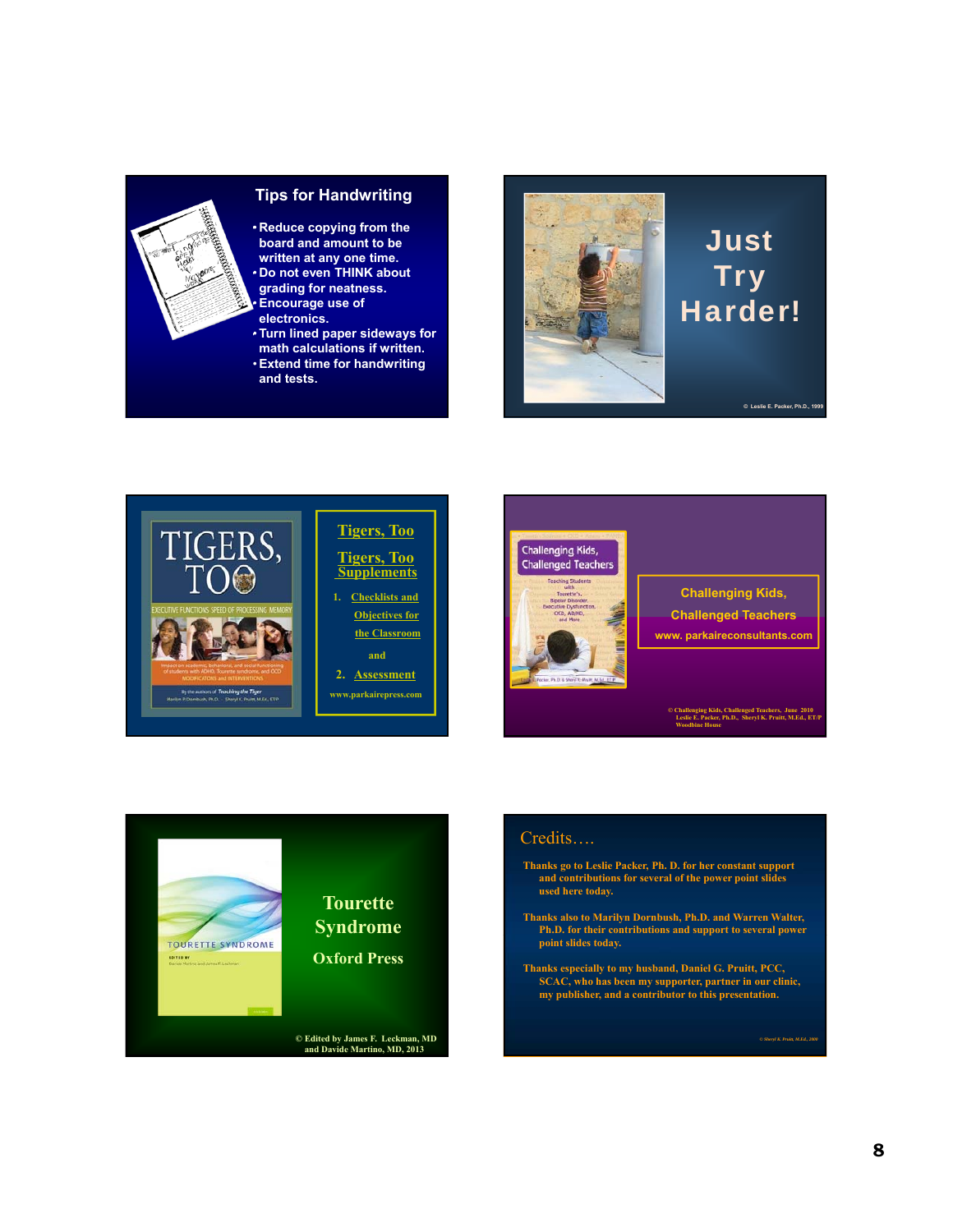## Tips for Handwriting

- Reduce copying from the board and amount to be written at any one time.
- Do not even THINK about grading for neatness.
- Encourage use of electronics.
- Turn lined paper sideways for math calculations if written.
- Extend time for handwriting and tests.

## Just Try Harder!

© Leslie E. Packer, Ph.D., 1999

## Tigers, Too

Tigers, Too Supplements

1. Checklists and Objectives for the Classroom

and

2. Assessment

www.parkairepress.com

## Challenging Kids, Challenged Teachers

www. parkaireconsultants.com

© Challenging Kids, Challenged Teachers, June 2010
Leslie E. Packer, Ph.D., Sheryl K. Pruitt, M.Ed., ET/P
Woodbine House

## Tourette Syndrome

Oxford Press

© Edited by James F. Leckman, MD and Davide Martino, MD, 2013

## Credits….

Thanks go to Leslie Packer, Ph. D. for her constant support and contributions for several of the power point slides used here today.

Thanks also to Marilyn Dornbush, Ph.D. and Warren Walter, Ph.D. for their contributions and support to several power point slides today.

Thanks especially to my husband, Daniel G. Pruitt, PCC, SCAC, who has been my supporter, partner in our clinic, my publisher, and a contributor to this presentation.

© Sheryl K. Pruitt, M.Ed, 2006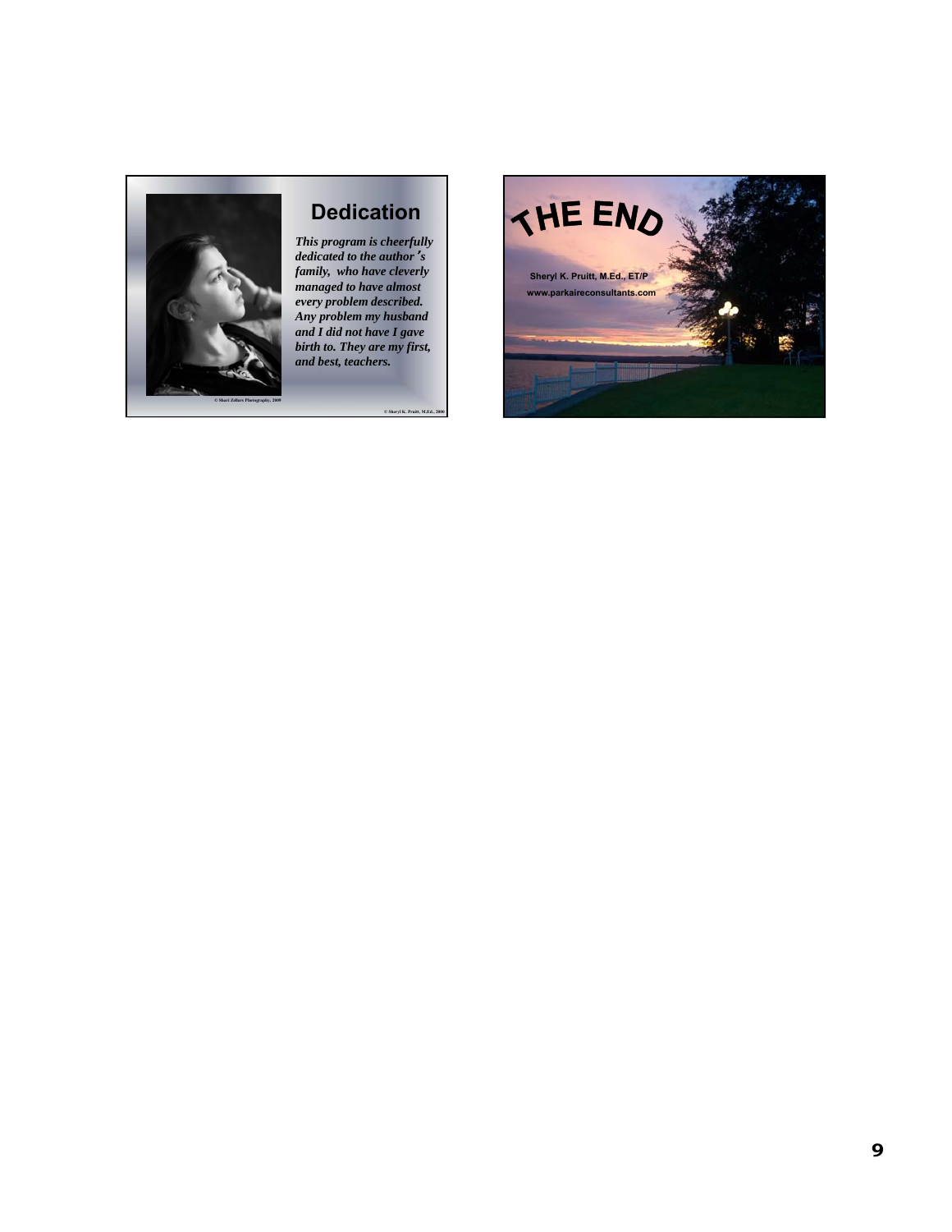## Dedication

***This program is cheerfully dedicated to the author's family, who have cleverly managed to have almost every problem described. Any problem my husband and I did not have I gave birth to. They are my first, and best, teachers.***

© Shari Zollars Photography, 2009

© Sheryl K. Pruitt, M.Ed., 2000

# THE END

**Sheryl K. Pruitt, M.Ed., ET/P**

**www.parkaireconsultants.com**